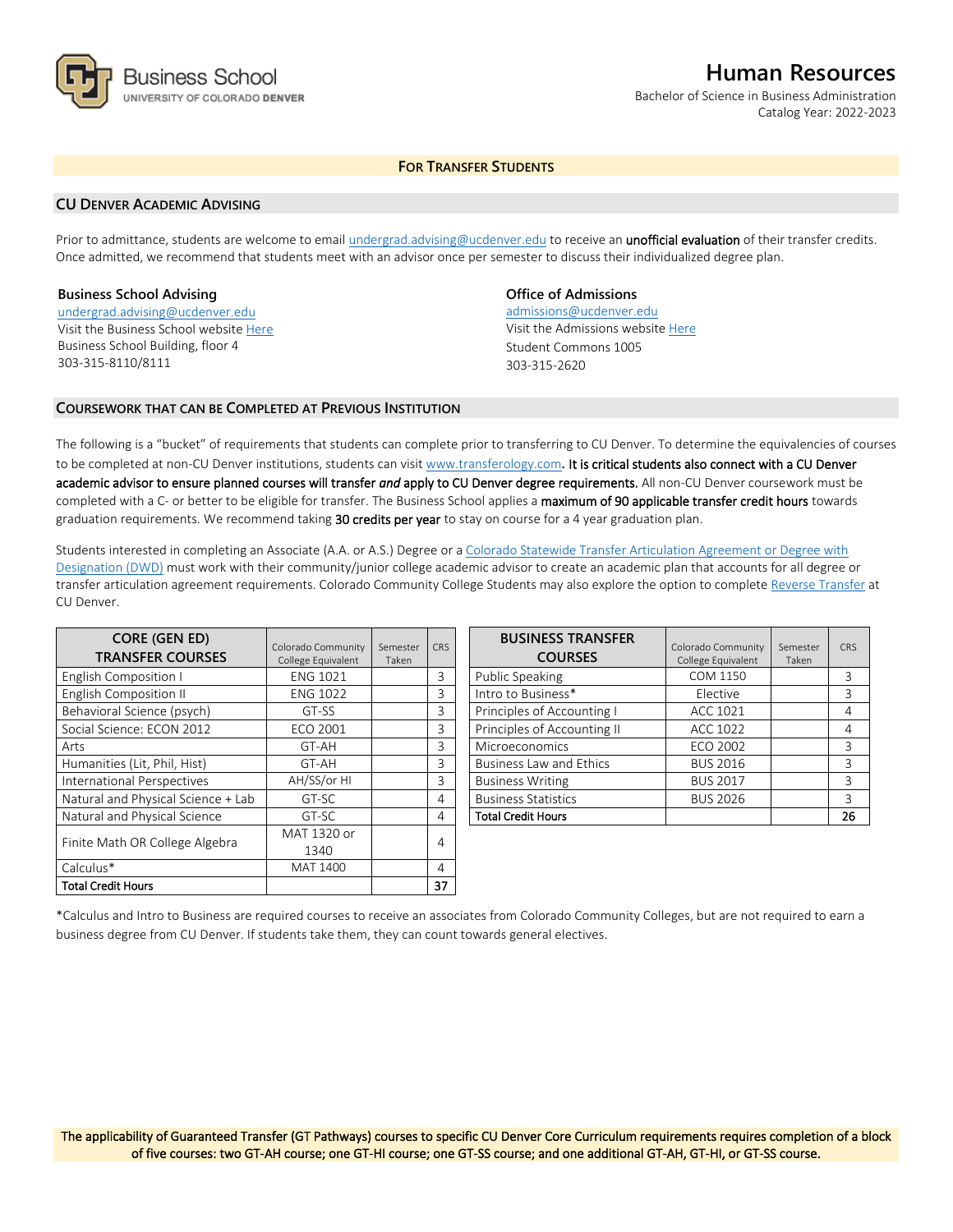Business School
UNIVERSITY OF COLORADO DENVER

# Human Resources

Bachelor of Science in Business Administration
Catalog Year: 2022-2023

## FOR TRANSFER STUDENTS

### CU DENVER ACADEMIC ADVISING

Prior to admittance, students are welcome to email undergrad.advising@ucdenver.edu to receive an **unofficial evaluation** of their transfer credits. Once admitted, we recommend that students meet with an advisor once per semester to discuss their individualized degree plan.

**Business School Advising**
undergrad.advising@ucdenver.edu
Visit the Business School website Here
Business School Building, floor 4
303-315-8110/8111

**Office of Admissions**
admissions@ucdenver.edu
Visit the Admissions website Here
Student Commons 1005
303-315-2620

### COURSEWORK THAT CAN BE COMPLETED AT PREVIOUS INSTITUTION

The following is a "bucket" of requirements that students can complete prior to transferring to CU Denver. To determine the equivalencies of courses to be completed at non-CU Denver institutions, students can visit www.transferology.com. **It is critical students also connect with a CU Denver academic advisor to ensure planned courses will transfer *and* apply to CU Denver degree requirements.** All non-CU Denver coursework must be completed with a C- or better to be eligible for transfer. The Business School applies a **maximum of 90 applicable transfer credit hours** towards graduation requirements. We recommend taking **30 credits per year** to stay on course for a 4 year graduation plan.

Students interested in completing an Associate (A.A. or A.S.) Degree or a Colorado Statewide Transfer Articulation Agreement or Degree with Designation (DWD) must work with their community/junior college academic advisor to create an academic plan that accounts for all degree or transfer articulation agreement requirements. Colorado Community College Students may also explore the option to complete Reverse Transfer at CU Denver.

| CORE (GEN ED) TRANSFER COURSES | Colorado Community College Equivalent | Semester Taken | CRS |
|---|---|---|---|
| English Composition I | ENG 1021 | | 3 |
| English Composition II | ENG 1022 | | 3 |
| Behavioral Science (psych) | GT-SS | | 3 |
| Social Science: ECON 2012 | ECO 2001 | | 3 |
| Arts | GT-AH | | 3 |
| Humanities (Lit, Phil, Hist) | GT-AH | | 3 |
| International Perspectives | AH/SS/or HI | | 3 |
| Natural and Physical Science + Lab | GT-SC | | 4 |
| Natural and Physical Science | GT-SC | | 4 |
| Finite Math OR College Algebra | MAT 1320 or 1340 | | 4 |
| Calculus* | MAT 1400 | | 4 |
| **Total Credit Hours** | | | **37** |

| BUSINESS TRANSFER COURSES | Colorado Community College Equivalent | Semester Taken | CRS |
|---|---|---|---|
| Public Speaking | COM 1150 | | 3 |
| Intro to Business* | Elective | | 3 |
| Principles of Accounting I | ACC 1021 | | 4 |
| Principles of Accounting II | ACC 1022 | | 4 |
| Microeconomics | ECO 2002 | | 3 |
| Business Law and Ethics | BUS 2016 | | 3 |
| Business Writing | BUS 2017 | | 3 |
| Business Statistics | BUS 2026 | | 3 |
| **Total Credit Hours** | | | **26** |

*Calculus and Intro to Business are required courses to receive an associates from Colorado Community Colleges, but are not required to earn a business degree from CU Denver. If students take them, they can count towards general electives.

**The applicability of Guaranteed Transfer (GT Pathways) courses to specific CU Denver Core Curriculum requirements requires completion of a block of five courses: two GT-AH course; one GT-HI course; one GT-SS course; and one additional GT-AH, GT-HI, or GT-SS course.**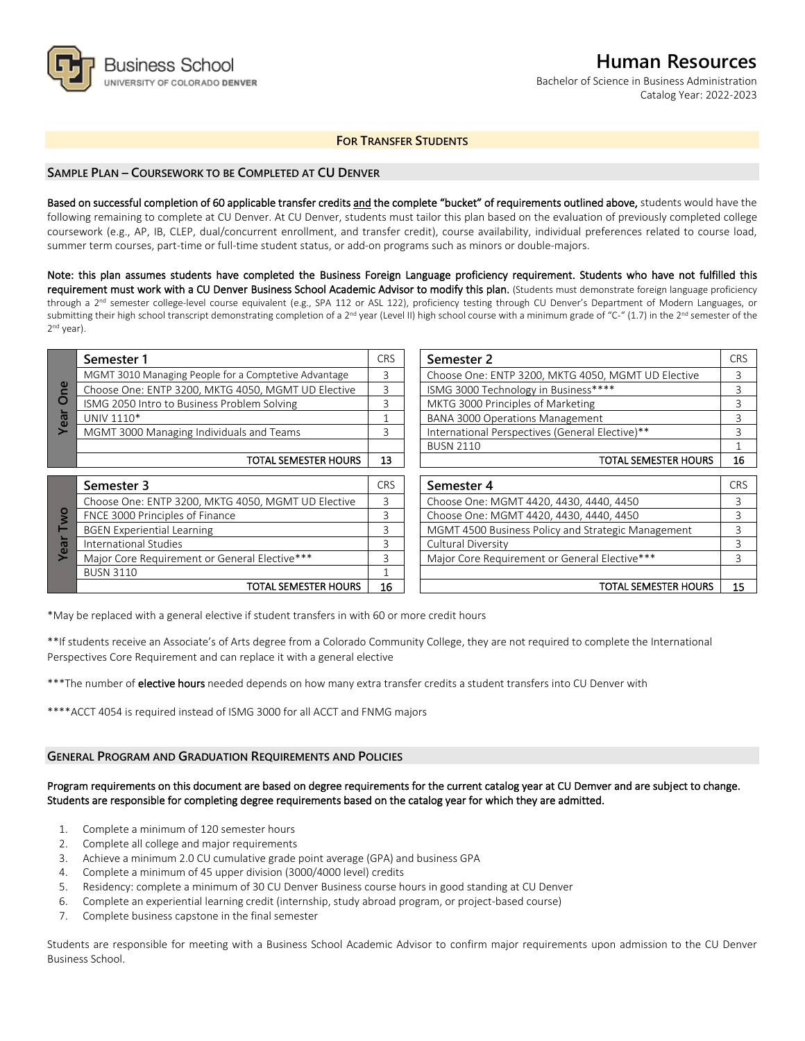# Human Resources

Bachelor of Science in Business Administration
Catalog Year: 2022-2023

## FOR TRANSFER STUDENTS

### SAMPLE PLAN – COURSEWORK TO BE COMPLETED AT CU DENVER

**Based on successful completion of 60 applicable transfer credits and the complete "bucket" of requirements outlined above,** students would have the following remaining to complete at CU Denver. At CU Denver, students must tailor this plan based on the evaluation of previously completed college coursework (e.g., AP, IB, CLEP, dual/concurrent enrollment, and transfer credit), course availability, individual preferences related to course load, summer term courses, part-time or full-time student status, or add-on programs such as minors or double-majors.

**Note: this plan assumes students have completed the Business Foreign Language proficiency requirement. Students who have not fulfilled this requirement must work with a CU Denver Business School Academic Advisor to modify this plan.** (Students must demonstrate foreign language proficiency through a 2nd semester college-level course equivalent (e.g., SPA 112 or ASL 122), proficiency testing through CU Denver's Department of Modern Languages, or submitting their high school transcript demonstrating completion of a 2nd year (Level II) high school course with a minimum grade of "C-" (1.7) in the 2nd semester of the 2nd year).

**Year One**

| Semester 1 | CRS |
|---|---|
| MGMT 3010 Managing People for a Comptetive Advantage | 3 |
| Choose One: ENTP 3200, MKTG 4050, MGMT UD Elective | 3 |
| ISMG 2050 Intro to Business Problem Solving | 3 |
| UNIV 1110* | 1 |
| MGMT 3000 Managing Individuals and Teams | 3 |
| | |
| TOTAL SEMESTER HOURS | 13 |

| Semester 2 | CRS |
|---|---|
| Choose One: ENTP 3200, MKTG 4050, MGMT UD Elective | 3 |
| ISMG 3000 Technology in Business**** | 3 |
| MKTG 3000 Principles of Marketing | 3 |
| BANA 3000 Operations Management | 3 |
| International Perspectives (General Elective)** | 3 |
| BUSN 2110 | 1 |
| TOTAL SEMESTER HOURS | 16 |

**Year Two**

| Semester 3 | CRS |
|---|---|
| Choose One: ENTP 3200, MKTG 4050, MGMT UD Elective | 3 |
| FNCE 3000 Principles of Finance | 3 |
| BGEN Experiential Learning | 3 |
| International Studies | 3 |
| Major Core Requirement or General Elective*** | 3 |
| BUSN 3110 | 1 |
| TOTAL SEMESTER HOURS | 16 |

| Semester 4 | CRS |
|---|---|
| Choose One: MGMT 4420, 4430, 4440, 4450 | 3 |
| Choose One: MGMT 4420, 4430, 4440, 4450 | 3 |
| MGMT 4500 Business Policy and Strategic Management | 3 |
| Cultural Diversity | 3 |
| Major Core Requirement or General Elective*** | 3 |
| | |
| TOTAL SEMESTER HOURS | 15 |

*May be replaced with a general elective if student transfers in with 60 or more credit hours

**If students receive an Associate's of Arts degree from a Colorado Community College, they are not required to complete the International Perspectives Core Requirement and can replace it with a general elective

***The number of **elective hours** needed depends on how many extra transfer credits a student transfers into CU Denver with

****ACCT 4054 is required instead of ISMG 3000 for all ACCT and FNMG majors

### GENERAL PROGRAM AND GRADUATION REQUIREMENTS AND POLICIES

**Program requirements on this document are based on degree requirements for the current catalog year at CU Demver and are subject to change. Students are responsible for completing degree requirements based on the catalog year for which they are admitted.**

1. Complete a minimum of 120 semester hours
2. Complete all college and major requirements
3. Achieve a minimum 2.0 CU cumulative grade point average (GPA) and business GPA
4. Complete a minimum of 45 upper division (3000/4000 level) credits
5. Residency: complete a minimum of 30 CU Denver Business course hours in good standing at CU Denver
6. Complete an experiential learning credit (internship, study abroad program, or project-based course)
7. Complete business capstone in the final semester

Students are responsible for meeting with a Business School Academic Advisor to confirm major requirements upon admission to the CU Denver Business School.